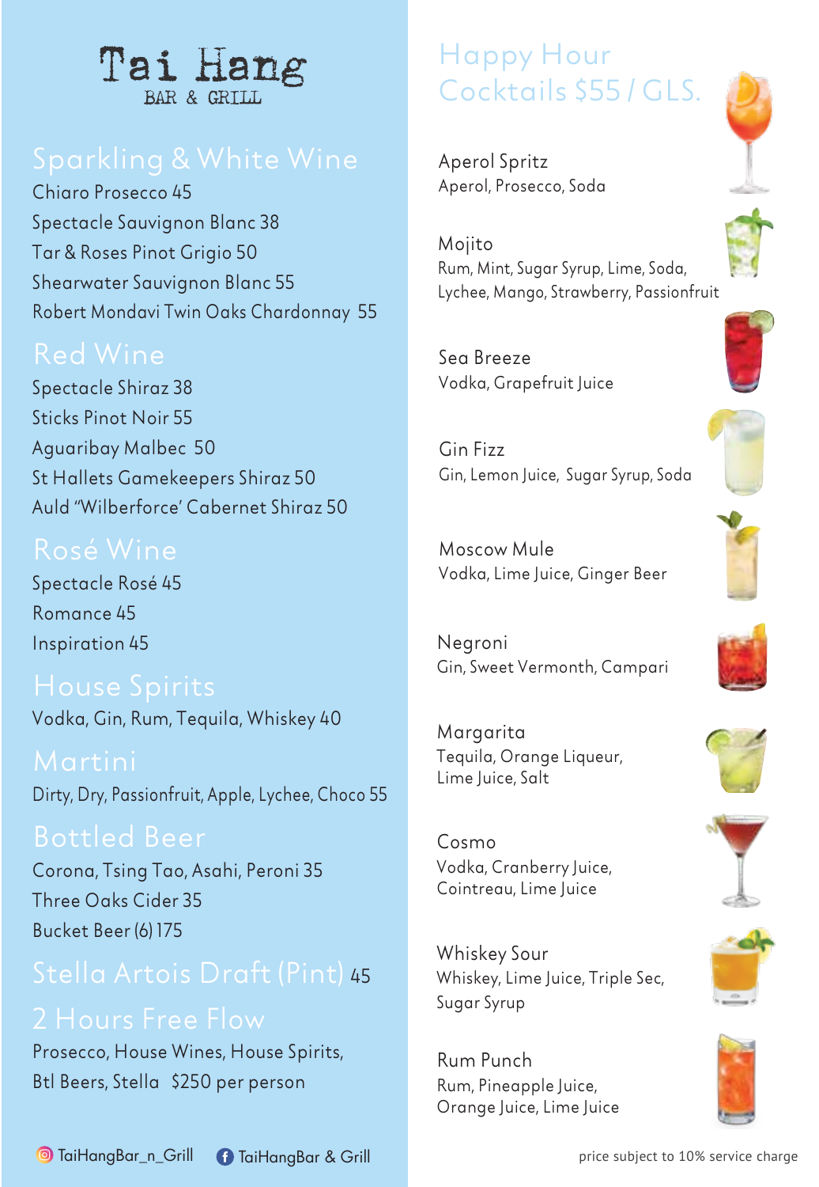# Tai Hang

BAR & GRILL

## Sparkling & White Wine

Chiaro Prosecco 45

Spectacle Sauvignon Blanc 38

Tar & Roses Pinot Grigio 50

Shearwater Sauvignon Blanc 55

Robert Mondavi Twin Oaks Chardonnay 55

## Red Wine

Spectacle Shiraz 38

Sticks Pinot Noir 55

Aguaribay Malbec 50

St Hallets Gamekeepers Shiraz 50

Auld "Wilberforce" Cabernet Shiraz 50

## Rosé Wine

Spectacle Rosé 45

Romance 45

Inspiration 45

## House Spirits

Vodka, Gin, Rum, Tequila, Whiskey 40

## Martini

Dirty, Dry, Passionfruit, Apple, Lychee, Choco 55

## Bottled Beer

Corona, Tsing Tao, Asahi, Peroni 35

Three Oaks Cider 35

Bucket Beer (6) 175

## Stella Artois Draft (Pint) 45

## 2 Hours Free Flow

Prosecco, House Wines, House Spirits, Btl Beers, Stella $250 per person

TaiHangBar_n_Grill TaiHangBar & Grill

## Happy Hour Cocktails $55 / GLS.

**Aperol Spritz**
Aperol, Prosecco, Soda

**Mojito**
Rum, Mint, Sugar Syrup, Lime, Soda, Lychee, Mango, Strawberry, Passionfruit

**Sea Breeze**
Vodka, Grapefruit Juice

**Gin Fizz**
Gin, Lemon Juice, Sugar Syrup, Soda

**Moscow Mule**
Vodka, Lime Juice, Ginger Beer

**Negroni**
Gin, Sweet Vermonth, Campari

**Margarita**
Tequila, Orange Liqueur, Lime Juice, Salt

**Cosmo**
Vodka, Cranberry Juice, Cointreau, Lime Juice

**Whiskey Sour**
Whiskey, Lime Juice, Triple Sec, Sugar Syrup

**Rum Punch**
Rum, Pineapple Juice, Orange Juice, Lime Juice

price subject to 10% service charge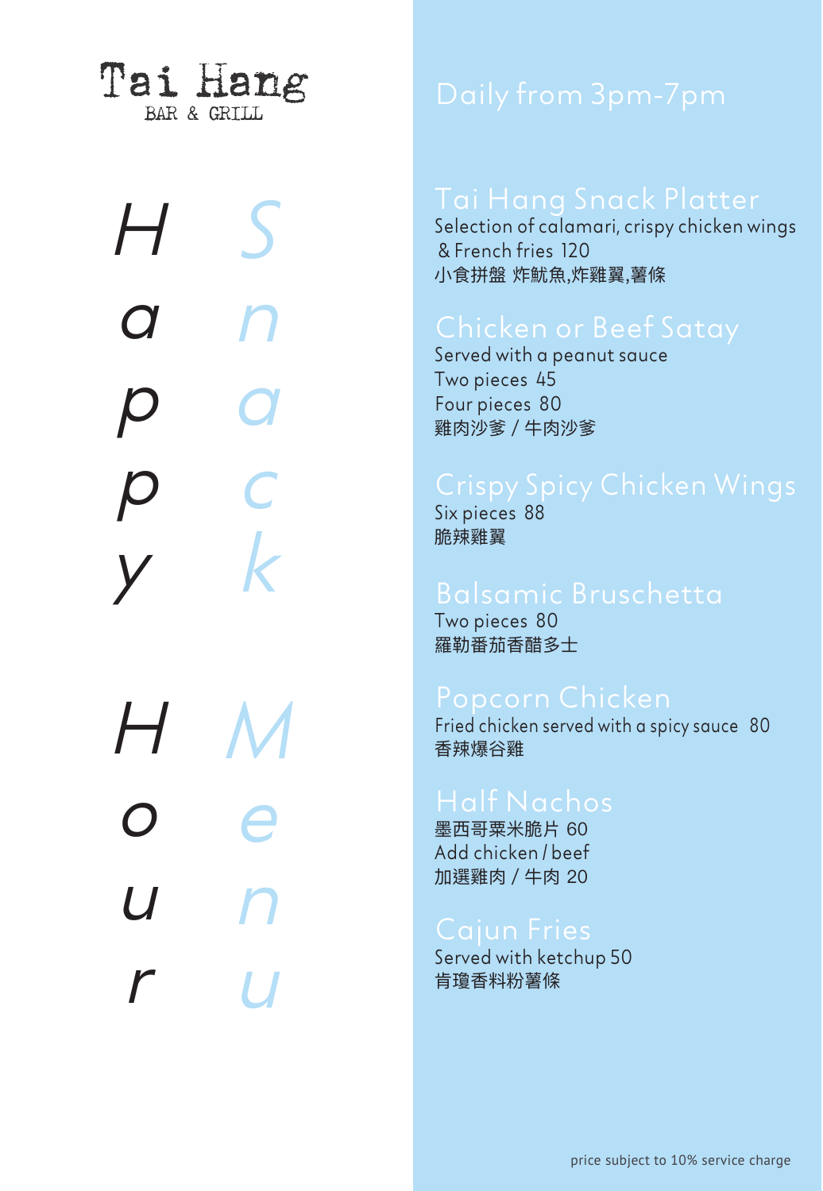# Tai Hang

BAR & GRILL

# Happy Hour Snack Menu

Daily from 3pm-7pm

## Tai Hang Snack Platter

Selection of calamari, crispy chicken wings & French fries 120

小食拼盤 炸魷魚,炸雞翼,薯條

## Chicken or Beef Satay

Served with a peanut sauce

Two pieces 45

Four pieces 80

雞肉沙爹 / 牛肉沙爹

## Crispy Spicy Chicken Wings

Six pieces 88

脆辣雞翼

## Balsamic Bruschetta

Two pieces 80

羅勒番茄香醋多士

## Popcorn Chicken

Fried chicken served with a spicy sauce 80

香辣爆谷雞

## Half Nachos

墨西哥粟米脆片 60

Add chicken / beef

加選雞肉 / 牛肉 20

## Cajun Fries

Served with ketchup 50

肯瓊香料粉薯條

price subject to 10% service charge